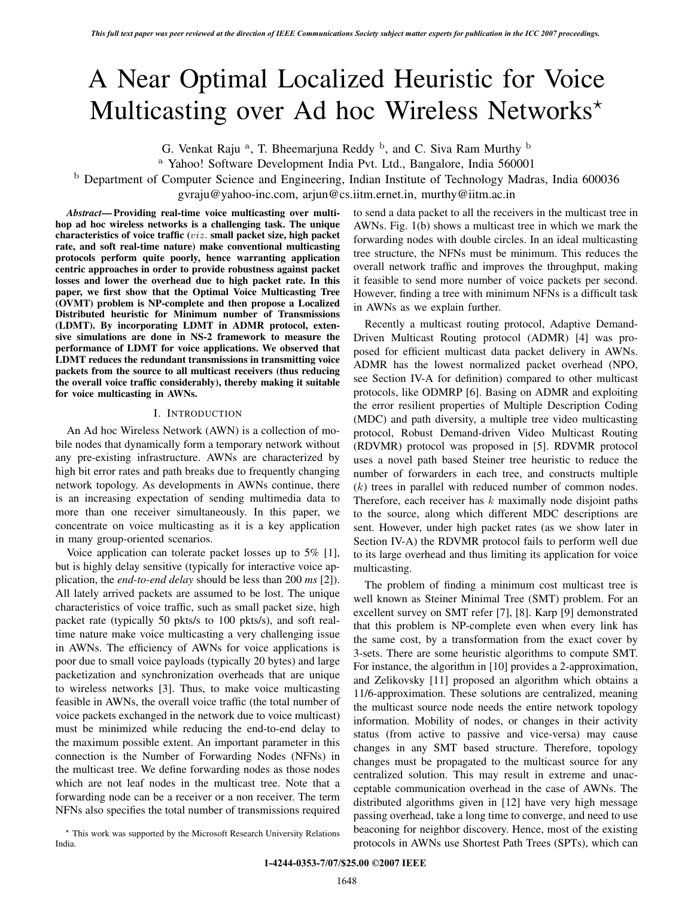This full text paper was peer reviewed at the direction of IEEE Communications Society subject matter experts for publication in the ICC 2007 proceedings.

# A Near Optimal Localized Heuristic for Voice Multicasting over Ad hoc Wireless Networks*

G. Venkat Raju [a], T. Bheemarjuna Reddy [b], and C. Siva Ram Murthy [b]

[a] Yahoo! Software Development India Pvt. Ltd., Bangalore, India 560001

[b] Department of Computer Science and Engineering, Indian Institute of Technology Madras, India 600036

gvraju@yahoo-inc.com, arjun@cs.iitm.ernet.in, murthy@iitm.ac.in

***Abstract*— Providing real-time voice multicasting over multi-hop ad hoc wireless networks is a challenging task. The unique characteristics of voice traffic (*viz.* small packet size, high packet rate, and soft real-time nature) make conventional multicasting protocols perform quite poorly, hence warranting application centric approaches in order to provide robustness against packet losses and lower the overhead due to high packet rate. In this paper, we first show that the Optimal Voice Multicasting Tree (OVMT) problem is NP-complete and then propose a Localized Distributed heuristic for Minimum number of Transmissions (LDMT). By incorporating LDMT in ADMR protocol, extensive simulations are done in NS-2 framework to measure the performance of LDMT for voice applications. We observed that LDMT reduces the redundant transmissions in transmitting voice packets from the source to all multicast receivers (thus reducing the overall voice traffic considerably), thereby making it suitable for voice multicasting in AWNs.**

## I. Introduction

An Ad hoc Wireless Network (AWN) is a collection of mobile nodes that dynamically form a temporary network without any pre-existing infrastructure. AWNs are characterized by high bit error rates and path breaks due to frequently changing network topology. As developments in AWNs continue, there is an increasing expectation of sending multimedia data to more than one receiver simultaneously. In this paper, we concentrate on voice multicasting as it is a key application in many group-oriented scenarios.

Voice application can tolerate packet losses up to 5% [1], but is highly delay sensitive (typically for interactive voice application, the *end-to-end delay* should be less than 200 *ms* [2]). All lately arrived packets are assumed to be lost. The unique characteristics of voice traffic, such as small packet size, high packet rate (typically 50 pkts/s to 100 pkts/s), and soft real-time nature make voice multicasting a very challenging issue in AWNs. The efficiency of AWNs for voice applications is poor due to small voice payloads (typically 20 bytes) and large packetization and synchronization overheads that are unique to wireless networks [3]. Thus, to make voice multicasting feasible in AWNs, the overall voice traffic (the total number of voice packets exchanged in the network due to voice multicast) must be minimized while reducing the end-to-end delay to the maximum possible extent. An important parameter in this connection is the Number of Forwarding Nodes (NFNs) in the multicast tree. We define forwarding nodes as those nodes which are not leaf nodes in the multicast tree. Note that a forwarding node can be a receiver or a non receiver. The term NFNs also specifies the total number of transmissions required to send a data packet to all the receivers in the multicast tree in AWNs. Fig. 1(b) shows a multicast tree in which we mark the forwarding nodes with double circles. In an ideal multicasting tree structure, the NFNs must be minimum. This reduces the overall network traffic and improves the throughput, making it feasible to send more number of voice packets per second. However, finding a tree with minimum NFNs is a difficult task in AWNs as we explain further.

Recently a multicast routing protocol, Adaptive Demand-Driven Multicast Routing protocol (ADMR) [4] was proposed for efficient multicast data packet delivery in AWNs. ADMR has the lowest normalized packet overhead (NPO, see Section IV-A for definition) compared to other multicast protocols, like ODMRP [6]. Basing on ADMR and exploiting the error resilient properties of Multiple Description Coding (MDC) and path diversity, a multiple tree video multicasting protocol, Robust Demand-driven Video Multicast Routing (RDVMR) protocol was proposed in [5]. RDVMR protocol uses a novel path based Steiner tree heuristic to reduce the number of forwarders in each tree, and constructs multiple ($k$) trees in parallel with reduced number of common nodes. Therefore, each receiver has $k$ maximally node disjoint paths to the source, along which different MDC descriptions are sent. However, under high packet rates (as we show later in Section IV-A) the RDVMR protocol fails to perform well due to its large overhead and thus limiting its application for voice multicasting.

The problem of finding a minimum cost multicast tree is well known as Steiner Minimal Tree (SMT) problem. For an excellent survey on SMT refer [7], [8]. Karp [9] demonstrated that this problem is NP-complete even when every link has the same cost, by a transformation from the exact cover by 3-sets. There are some heuristic algorithms to compute SMT. For instance, the algorithm in [10] provides a 2-approximation, and Zelikovsky [11] proposed an algorithm which obtains a 11/6-approximation. These solutions are centralized, meaning the multicast source node needs the entire network topology information. Mobility of nodes, or changes in their activity status (from active to passive and vice-versa) may cause changes in any SMT based structure. Therefore, topology changes must be propagated to the multicast source for any centralized solution. This may result in extreme and unacceptable communication overhead in the case of AWNs. The distributed algorithms given in [12] have very high message passing overhead, take a long time to converge, and need to use beaconing for neighbor discovery. Hence, most of the existing protocols in AWNs use Shortest Path Trees (SPTs), which can

* This work was supported by the Microsoft Research University Relations India.

1-4244-0353-7/07/$25.00 ©2007 IEEE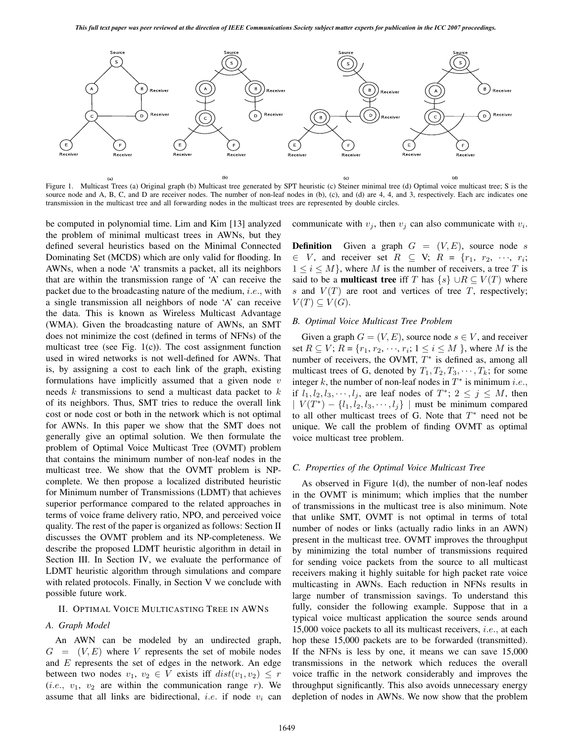Source

S

A

B Receiver

C

D Receiver

E Receiver

F Receiver

(a)

(b)

(c)

(d)

Figure 1. Multicast Trees (a) Original graph (b) Multicast tree generated by SPT heuristic (c) Steiner minimal tree (d) Optimal voice multicast tree; S is the source node and A, B, C, and D are receiver nodes. The number of non-leaf nodes in (b), (c), and (d) are 4, 4, and 3, respectively. Each arc indicates one transmission in the multicast tree and all forwarding nodes in the multicast trees are represented by double circles.

be computed in polynomial time. Lim and Kim [13] analyzed the problem of minimal multicast trees in AWNs, but they defined several heuristics based on the Minimal Connected Dominating Set (MCDS) which are only valid for flooding. In AWNs, when a node 'A' transmits a packet, all its neighbors that are within the transmission range of 'A' can receive the packet due to the broadcasting nature of the medium, *i.e.*, with a single transmission all neighbors of node 'A' can receive the data. This is known as Wireless Multicast Advantage (WMA). Given the broadcasting nature of AWNs, an SMT does not minimize the cost (defined in terms of NFNs) of the multicast tree (see Fig. 1(c)). The cost assignment function used in wired networks is not well-defined for AWNs. That is, by assigning a cost to each link of the graph, existing formulations have implicitly assumed that a given node $v$ needs $k$ transmissions to send a multicast data packet to $k$ of its neighbors. Thus, SMT tries to reduce the overall link cost or node cost or both in the network which is not optimal for AWNs. In this paper we show that the SMT does not generally give an optimal solution. We then formulate the problem of Optimal Voice Multicast Tree (OVMT) problem that contains the minimum number of non-leaf nodes in the multicast tree. We show that the OVMT problem is NP-complete. We then propose a localized distributed heuristic for Minimum number of Transmissions (LDMT) that achieves superior performance compared to the related approaches in terms of voice frame delivery ratio, NPO, and perceived voice quality. The rest of the paper is organized as follows: Section II discusses the OVMT problem and its NP-completeness. We describe the proposed LDMT heuristic algorithm in detail in Section III. In Section IV, we evaluate the performance of LDMT heuristic algorithm through simulations and compare with related protocols. Finally, in Section V we conclude with possible future work.

## II. Optimal Voice Multicasting Tree in AWNs

### A. Graph Model

An AWN can be modeled by an undirected graph, $G = (V, E)$ where $V$ represents the set of mobile nodes and $E$ represents the set of edges in the network. An edge between two nodes $v_1, v_2 \in V$ exists iff $dist(v_1, v_2) \leq r$ (*i.e.*, $v_1$, $v_2$ are within the communication range $r$). We assume that all links are bidirectional, *i.e.* if node $v_i$ can communicate with $v_j$, then $v_j$ can also communicate with $v_i$.

**Definition** Given a graph $G = (V, E)$, source node $s \in V$, and receiver set $R \subseteq$ V; $R = \{r_1, r_2, \cdots, r_i; 1 \leq i \leq M\}$, where $M$ is the number of receivers, a tree $T$ is said to be a **multicast tree** iff $T$ has $\{s\} \cup R \subseteq V(T)$ where $s$ and $V(T)$ are root and vertices of tree $T$, respectively; $V(T) \subseteq V(G)$.

### B. Optimal Voice Multicast Tree Problem

Given a graph $G = (V, E)$, source node $s \in V$, and receiver set $R \subseteq V$; $R = \{r_1, r_2, \cdots, r_i; 1 \leq i \leq M\}$, where $M$ is the number of receivers, the OVMT, $T^*$ is defined as, among all multicast trees of G, denoted by $T_1, T_2, T_3, \cdots, T_k$; for some integer $k$, the number of non-leaf nodes in $T^*$ is minimum *i.e.*, if $l_1, l_2, l_3, \cdots, l_j$, are leaf nodes of $T^*$; $2 \leq j \leq M$, then $| V(T^*) - \{l_1, l_2, l_3, \cdots, l_j\} |$ must be minimum compared to all other multicast trees of G. Note that $T^*$ need not be unique. We call the problem of finding OVMT as optimal voice multicast tree problem.

### C. Properties of the Optimal Voice Multicast Tree

As observed in Figure 1(d), the number of non-leaf nodes in the OVMT is minimum; which implies that the number of transmissions in the multicast tree is also minimum. Note that unlike SMT, OVMT is not optimal in terms of total number of nodes or links (actually radio links in an AWN) present in the multicast tree. OVMT improves the throughput by minimizing the total number of transmissions required for sending voice packets from the source to all multicast receivers making it highly suitable for high packet rate voice multicasting in AWNs. Each reduction in NFNs results in large number of transmission savings. To understand this fully, consider the following example. Suppose that in a typical voice multicast application the source sends around 15,000 voice packets to all its multicast receivers, *i.e.*, at each hop these 15,000 packets are to be forwarded (transmitted). If the NFNs is less by one, it means we can save 15,000 transmissions in the network which reduces the overall voice traffic in the network considerably and improves the throughput significantly. This also avoids unnecessary energy depletion of nodes in AWNs. We now show that the problem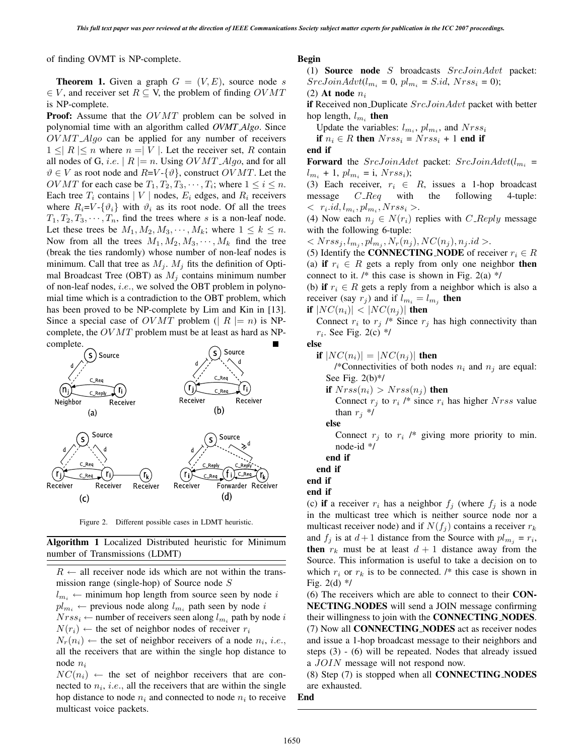of finding OVMT is NP-complete.

**Theorem 1.** Given a graph $G = (V, E)$, source node $s \in V$, and receiver set $R \subseteq$ V, the problem of finding $OVMT$ is NP-complete.

**Proof:** Assume that the $OVMT$ problem can be solved in polynomial time with an algorithm called ***OVMT_Algo***. Since $OVMT\_Algo$ can be applied for any number of receivers $1 \leq |R| \leq n$ where $n = |V|$. Let the receiver set, $R$ contain all nodes of G, *i.e.* $|R| = n$. Using $OVMT\_Algo$, and for all $\vartheta \in V$ as root node and $R$=$V$-$\{\vartheta\}$, construct $OVMT$. Let the $OVMT$ for each case be $T_1, T_2, T_3, \cdots, T_i$; where $1 \leq i \leq n$. Each tree $T_i$ contains $|V|$ nodes, $E_i$ edges, and $R_i$ receivers where $R_i$=$V$-$\{\vartheta_i\}$ with $\vartheta_i$ as its root node. Of all the trees $T_1, T_2, T_3, \cdots, T_n$, find the trees where $s$ is a non-leaf node. Let these trees be $M_1, M_2, M_3, \cdots, M_k$; where $1 \leq k \leq n$. Now from all the trees $M_1, M_2, M_3, \cdots, M_k$ find the tree (break the ties randomly) whose number of non-leaf nodes is minimum. Call that tree as $M_j$. $M_j$ fits the definition of Optimal Broadcast Tree (OBT) as $M_j$ contains minimum number of non-leaf nodes, *i.e.*, we solved the OBT problem in polynomial time which is a contradiction to the OBT problem, which has been proved to be NP-complete by Lim and Kin in [13]. Since a special case of $OVMT$ problem ($|R| = n$) is NP-complete, the $OVMT$ problem must be at least as hard as NP-complete. ■

Figure 2. Different possible cases in LDMT heuristic.

**Algorithm 1** Localized Distributed heuristic for Minimum number of Transmissions (LDMT)

$R \leftarrow$ all receiver node ids which are not within the transmission range (single-hop) of Source node $S$

$l_{m_i} \leftarrow$ minimum hop length from source seen by node $i$

$pl_{m_i} \leftarrow$ previous node along $l_{m_i}$ path seen by node $i$

$Nrss_i \leftarrow$ number of receivers seen along $l_{m_i}$ path by node $i$

$N(r_i) \leftarrow$ the set of neighbor nodes of receiver $r_i$

$N_r(n_i) \leftarrow$ the set of neighbor receivers of a node $n_i$, *i.e.*, all the receivers that are within the single hop distance to node $n_i$

$NC(n_i) \leftarrow$ the set of neighbor receivers that are connected to $n_i$, *i.e.*, all the receivers that are within the single hop distance to node $n_i$ and connected to node $n_i$ to receive multicast voice packets.

**Begin**

(1) **Source node** $S$ broadcasts $SrcJoinAdvt$ packet: $SrcJoinAdvt(l_{m_i}$ = 0, $pl_{m_i}$ = $S.id$, $Nrss_i$ = 0);

(2) **At node** $n_i$

**if** Received non_Duplicate $SrcJoinAdvt$ packet with better hop length, $l_{m_i}$ **then**

  Update the variables: $l_{m_i}$, $pl_{m_i}$, and $Nrss_i$

  **if** $n_i \in R$ **then** $Nrss_i$ = $Nrss_i$ + 1 **end if**

**end if**

**Forward** the $SrcJoinAdvt$ packet: $SrcJoinAdvt(l_{m_i}$ = $l_{m_i}$ + 1, $pl_{m_i}$ = i, $Nrss_i)$;

(3) Each receiver, $r_i \in R$, issues a 1-hop broadcast message $C\_Req$ with the following 4-tuple: $< r_i.id, l_{m_i}, pl_{m_i}, Nrss_i >$.

(4) Now each $n_j \in N(r_i)$ replies with $C\_Reply$ message with the following 6-tuple:
$< Nrss_j, l_{m_j}, pl_{m_j}, N_r(n_j), NC(n_j), n_j.id >$.

(5) Identify the **CONNECTING_NODE** of receiver $r_i \in R$

(a) **if** $r_i \in R$ gets a reply from only one neighbor **then** connect to it. /* this case is shown in Fig. 2(a) */

(b) **if** $r_i \in R$ gets a reply from a neighbor which is also a receiver (say $r_j$) and if $l_{m_i} = l_{m_j}$ **then**

**if** $|NC(n_i)| < |NC(n_j)|$ **then**

  Connect $r_i$ to $r_j$ /* Since $r_j$ has high connectivity than $r_i$. See Fig. 2(c) */

**else**

  **if** $|NC(n_i)| = |NC(n_j)|$ **then**

    /*Connectivities of both nodes $n_i$ and $n_j$ are equal: See Fig. 2(b)*/

    **if** $Nrss(n_i) > Nrss(n_j)$ **then**

      Connect $r_j$ to $r_i$ /* since $r_i$ has higher $Nrss$ value than $r_j$ */

    **else**

      Connect $r_j$ to $r_i$ /* giving more priority to min. node-id */

    **end if**

  **end if**

**end if**

**end if**

(c) **if** a receiver $r_i$ has a neighbor $f_j$ (where $f_j$ is a node in the multicast tree which is neither source node nor a multicast receiver node) and if $N(f_j)$ contains a receiver $r_k$ and $f_j$ is at $d+1$ distance from the Source with $pl_{m_j}$ = $r_i$, **then** $r_k$ must be at least $d + 1$ distance away from the Source. This information is useful to take a decision on to which $r_i$ or $r_k$ is to be connected. /* this case is shown in Fig. 2(d) */

(6) The receivers which are able to connect to their **CONNECTING_NODES** will send a JOIN message confirming their willingness to join with the **CONNECTING_NODES**.

(7) Now all **CONNECTING_NODES** act as receiver nodes and issue a 1-hop broadcast message to their neighbors and steps (3) - (6) will be repeated. Nodes that already issued a $JOIN$ message will not respond now.

(8) Step (7) is stopped when all **CONNECTING_NODES** are exhausted.

**End**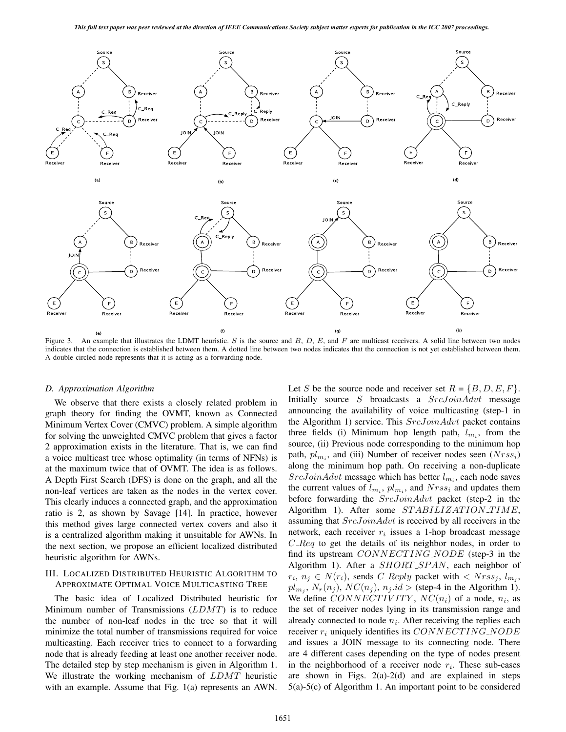Figure 3. An example that illustrates the LDMT heuristic. $S$ is the source and $B$, $D$, $E$, and $F$ are multicast receivers. A solid line between two nodes indicates that the connection is established between them. A dotted line between two nodes indicates that the connection is not yet established between them. A double circled node represents that it is acting as a forwarding node.

### D. Approximation Algorithm

We observe that there exists a closely related problem in graph theory for finding the OVMT, known as Connected Minimum Vertex Cover (CMVC) problem. A simple algorithm for solving the unweighted CMVC problem that gives a factor 2 approximation exists in the literature. That is, we can find a voice multicast tree whose optimality (in terms of NFNs) is at the maximum twice that of OVMT. The idea is as follows. A Depth First Search (DFS) is done on the graph, and all the non-leaf vertices are taken as the nodes in the vertex cover. This clearly induces a connected graph, and the approximation ratio is 2, as shown by Savage [14]. In practice, however this method gives large connected vertex covers and also it is a centralized algorithm making it unsuitable for AWNs. In the next section, we propose an efficient localized distributed heuristic algorithm for AWNs.

## III. Localized Distributed Heuristic Algorithm to Approximate Optimal Voice Multicasting Tree

The basic idea of Localized Distributed heuristic for Minimum number of Transmissions ($LDMT$) is to reduce the number of non-leaf nodes in the tree so that it will minimize the total number of transmissions required for voice multicasting. Each receiver tries to connect to a forwarding node that is already feeding at least one another receiver node. The detailed step by step mechanism is given in Algorithm 1. We illustrate the working mechanism of $LDMT$ heuristic with an example. Assume that Fig. 1(a) represents an AWN. Let $S$ be the source node and receiver set $R = \{B, D, E, F\}$. Initially source $S$ broadcasts a $SrcJoinAdvt$ message announcing the availability of voice multicasting (step-1 in the Algorithm 1) service. This $SrcJoinAdvt$ packet contains three fields (i) Minimum hop length path, $l_{m_i}$, from the source, (ii) Previous node corresponding to the minimum hop path, $pl_{m_i}$, and (iii) Number of receiver nodes seen ($Nrss_i$) along the minimum hop path. On receiving a non-duplicate $SrcJoinAdvt$ message which has better $l_{m_i}$, each node saves the current values of $l_{m_i}$, $pl_{m_i}$, and $Nrss_i$ and updates them before forwarding the $SrcJoinAdvt$ packet (step-2 in the Algorithm 1). After some $STABILIZATION\_TIME$, assuming that $SrcJoinAdvt$ is received by all receivers in the network, each receiver $r_i$ issues a 1-hop broadcast message $C\_Req$ to get the details of its neighbor nodes, in order to find its upstream $CONNECTING\_NODE$ (step-3 in the Algorithm 1). After a $SHORT\_SPAN$, each neighbor of $r_i$, $n_j \in N(r_i)$, sends $C\_Reply$ packet with $< Nrss_j$, $l_{m_j}$, $pl_{m_j}$, $N_r(n_j)$, $NC(n_j)$, $n_j.id >$ (step-4 in the Algorithm 1). We define $CONNECTIVITY$, $NC(n_i)$ of a node, $n_i$, as the set of receiver nodes lying in its transmission range and already connected to node $n_i$. After receiving the replies each receiver $r_i$ uniquely identifies its $CONNECTING\_NODE$ and issues a JOIN message to its connecting node. There are 4 different cases depending on the type of nodes present in the neighborhood of a receiver node $r_i$. These sub-cases are shown in Figs. 2(a)-2(d) and are explained in steps 5(a)-5(c) of Algorithm 1. An important point to be considered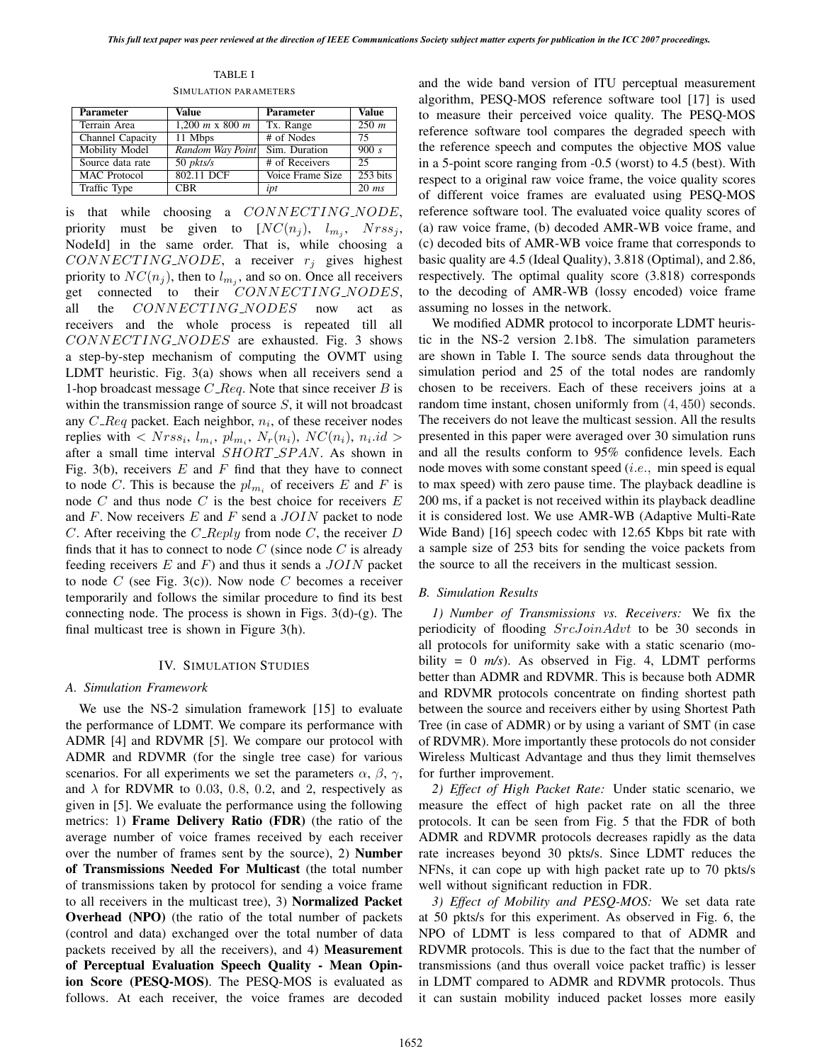TABLE I

SIMULATION PARAMETERS

| Parameter | Value | Parameter | Value |
|---|---|---|---|
| Terrain Area | 1,200 *m* x 800 *m* | Tx. Range | 250 *m* |
| Channel Capacity | 11 Mbps | # of Nodes | 75 |
| Mobility Model | *Random Way Point* | Sim. Duration | 900 *s* |
| Source data rate | 50 *pkts/s* | # of Receivers | 25 |
| MAC Protocol | 802.11 DCF | Voice Frame Size | 253 bits |
| Traffic Type | CBR | *ipt* | 20 *ms* |

is that while choosing a $CONNECTING\_NODE$, priority must be given to [$NC(n_j)$, $l_{m_j}$, $Nrss_j$, NodeId] in the same order. That is, while choosing a $CONNECTING\_NODE$, a receiver $r_j$ gives highest priority to $NC(n_j)$, then to $l_{m_j}$, and so on. Once all receivers get connected to their $CONNECTING\_NODES$, all the $CONNECTING\_NODES$ now act as receivers and the whole process is repeated till all $CONNECTING\_NODES$ are exhausted. Fig. 3 shows a step-by-step mechanism of computing the OVMT using LDMT heuristic. Fig. 3(a) shows when all receivers send a 1-hop broadcast message $C\_Req$. Note that since receiver $B$ is within the transmission range of source $S$, it will not broadcast any $C\_Req$ packet. Each neighbor, $n_i$, of these receiver nodes replies with $< Nrss_i,\ l_{m_i},\ pl_{m_i},\ N_r(n_i),\ NC(n_i),\ n_i.id >$ after a small time interval $SHORT\_SPAN$. As shown in Fig. 3(b), receivers $E$ and $F$ find that they have to connect to node $C$. This is because the $pl_{m_i}$ of receivers $E$ and $F$ is node $C$ and thus node $C$ is the best choice for receivers $E$ and $F$. Now receivers $E$ and $F$ send a $JOIN$ packet to node $C$. After receiving the $C\_Reply$ from node $C$, the receiver $D$ finds that it has to connect to node $C$ (since node $C$ is already feeding receivers $E$ and $F$) and thus it sends a $JOIN$ packet to node $C$ (see Fig. 3(c)). Now node $C$ becomes a receiver temporarily and follows the similar procedure to find its best connecting node. The process is shown in Figs. 3(d)-(g). The final multicast tree is shown in Figure 3(h).

## IV. Simulation Studies

### A. Simulation Framework

We use the NS-2 simulation framework [15] to evaluate the performance of LDMT. We compare its performance with ADMR [4] and RDVMR [5]. We compare our protocol with ADMR and RDVMR (for the single tree case) for various scenarios. For all experiments we set the parameters $\alpha$, $\beta$, $\gamma$, and $\lambda$ for RDVMR to 0.03, 0.8, 0.2, and 2, respectively as given in [5]. We evaluate the performance using the following metrics: 1) **Frame Delivery Ratio (FDR)** (the ratio of the average number of voice frames received by each receiver over the number of frames sent by the source), 2) **Number of Transmissions Needed For Multicast** (the total number of transmissions taken by protocol for sending a voice frame to all receivers in the multicast tree), 3) **Normalized Packet Overhead (NPO)** (the ratio of the total number of packets (control and data) exchanged over the total number of data packets received by all the receivers), and 4) **Measurement of Perceptual Evaluation Speech Quality - Mean Opinion Score (PESQ-MOS)**. The PESQ-MOS is evaluated as follows. At each receiver, the voice frames are decoded and the wide band version of ITU perceptual measurement algorithm, PESQ-MOS reference software tool [17] is used to measure their perceived voice quality. The PESQ-MOS reference software tool compares the degraded speech with the reference speech and computes the objective MOS value in a 5-point score ranging from -0.5 (worst) to 4.5 (best). With respect to a original raw voice frame, the voice quality scores of different voice frames are evaluated using PESQ-MOS reference software tool. The evaluated voice quality scores of (a) raw voice frame, (b) decoded AMR-WB voice frame, and (c) decoded bits of AMR-WB voice frame that corresponds to basic quality are 4.5 (Ideal Quality), 3.818 (Optimal), and 2.86, respectively. The optimal quality score (3.818) corresponds to the decoding of AMR-WB (lossy encoded) voice frame assuming no losses in the network.

We modified ADMR protocol to incorporate LDMT heuristic in the NS-2 version 2.1b8. The simulation parameters are shown in Table I. The source sends data throughout the simulation period and 25 of the total nodes are randomly chosen to be receivers. Each of these receivers joins at a random time instant, chosen uniformly from $(4, 450)$ seconds. The receivers do not leave the multicast session. All the results presented in this paper were averaged over 30 simulation runs and all the results conform to 95% confidence levels. Each node moves with some constant speed ($i.e.,$ min speed is equal to max speed) with zero pause time. The playback deadline is 200 ms, if a packet is not received within its playback deadline it is considered lost. We use AMR-WB (Adaptive Multi-Rate Wide Band) [16] speech codec with 12.65 Kbps bit rate with a sample size of 253 bits for sending the voice packets from the source to all the receivers in the multicast session.

### B. Simulation Results

*1) Number of Transmissions vs. Receivers:* We fix the periodicity of flooding $SrcJoinAdvt$ to be 30 seconds in all protocols for uniformity sake with a static scenario (mobility = 0 *m/s*). As observed in Fig. 4, LDMT performs better than ADMR and RDVMR. This is because both ADMR and RDVMR protocols concentrate on finding shortest path between the source and receivers either by using Shortest Path Tree (in case of ADMR) or by using a variant of SMT (in case of RDVMR). More importantly these protocols do not consider Wireless Multicast Advantage and thus they limit themselves for further improvement.

*2) Effect of High Packet Rate:* Under static scenario, we measure the effect of high packet rate on all the three protocols. It can be seen from Fig. 5 that the FDR of both ADMR and RDVMR protocols decreases rapidly as the data rate increases beyond 30 pkts/s. Since LDMT reduces the NFNs, it can cope up with high packet rate up to 70 pkts/s well without significant reduction in FDR.

*3) Effect of Mobility and PESQ-MOS:* We set data rate at 50 pkts/s for this experiment. As observed in Fig. 6, the NPO of LDMT is less compared to that of ADMR and RDVMR protocols. This is due to the fact that the number of transmissions (and thus overall voice packet traffic) is lesser in LDMT compared to ADMR and RDVMR protocols. Thus it can sustain mobility induced packet losses more easily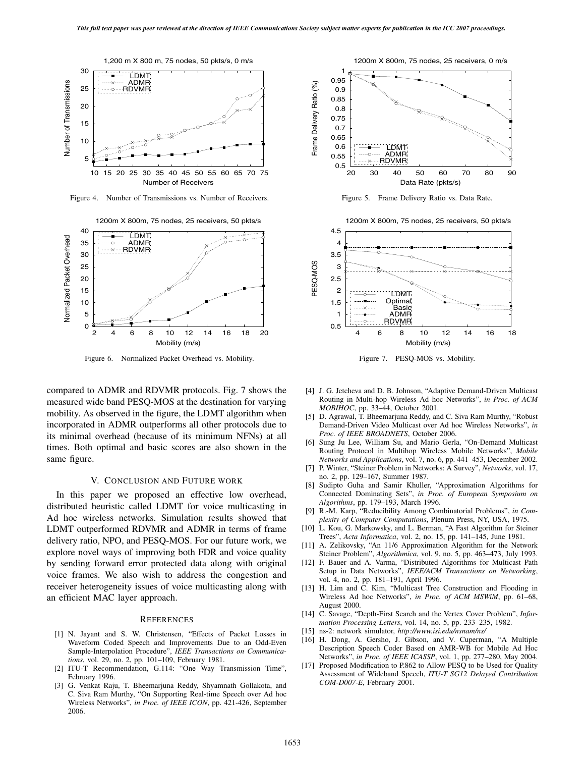1,200 m X 800 m, 75 nodes, 50 pkts/s, 0 m/s

Number of Transmissions

30
25
20
15
10
5

10 15 20 25 30 35 40 45 50 55 60 65 70 75

Number of Receivers

LDMT
ADMR
RDVMR

Figure 4. Number of Transmissions vs. Number of Receivers.

1200m X 800m, 75 nodes, 25 receivers, 0 m/s

Frame Delivery Ratio (%)

1
0.95
0.9
0.85
0.8
0.75
0.7
0.65
0.6
0.55
0.5

20 30 40 50 60 70 80 90

Data Rate (pkts/s)

LDMT
ADMR
RDVMR

Figure 5. Frame Delivery Ratio vs. Data Rate.

1200m X 800m, 75 nodes, 25 receivers, 50 pkts/s

Normalized Packet Overhead

40
35
30
25
20
15
10
5
0

2 4 6 8 10 12 14 16 18 20

Mobility (m/s)

LDMT
ADMR
RDVMR

Figure 6. Normalized Packet Overhead vs. Mobility.

1200m X 800m, 75 nodes, 25 receivers, 50 pkts/s

PESQ-MOS

4.5
4
3.5
3
2.5
2
1.5
1
0.5

4 6 8 10 12 14 16 18

Mobility (m/s)

LDMT
Optimal
Basic
ADMR
RDVMR

Figure 7. PESQ-MOS vs. Mobility.

compared to ADMR and RDVMR protocols. Fig. 7 shows the measured wide band PESQ-MOS at the destination for varying mobility. As observed in the figure, the LDMT algorithm when incorporated in ADMR outperforms all other protocols due to its minimal overhead (because of its minimum NFNs) at all times. Both optimal and basic scores are also shown in the same figure.

## V. Conclusion and Future work

In this paper we proposed an effective low overhead, distributed heuristic called LDMT for voice multicasting in Ad hoc wireless networks. Simulation results showed that LDMT outperformed RDVMR and ADMR in terms of frame delivery ratio, NPO, and PESQ-MOS. For our future work, we explore novel ways of improving both FDR and voice quality by sending forward error protected data along with original voice frames. We also wish to address the congestion and receiver heterogeneity issues of voice multicasting along with an efficient MAC layer approach.

## References

[1] N. Jayant and S. W. Christensen, "Effects of Packet Losses in Waveform Coded Speech and Improvements Due to an Odd-Even Sample-Interpolation Procedure", *IEEE Transactions on Communications*, vol. 29, no. 2, pp. 101–109, February 1981.

[2] ITU-T Recommendation, G.114: "One Way Transmission Time", February 1996.

[3] G. Venkat Raju, T. Bheemarjuna Reddy, Shyamnath Gollakota, and C. Siva Ram Murthy, "On Supporting Real-time Speech over Ad hoc Wireless Networks", *in Proc. of IEEE ICON*, pp. 421-426, September 2006.

[4] J. G. Jetcheva and D. B. Johnson, "Adaptive Demand-Driven Multicast Routing in Multi-hop Wireless Ad hoc Networks", *in Proc. of ACM MOBIHOC*, pp. 33–44, October 2001.

[5] D. Agrawal, T. Bheemarjuna Reddy, and C. Siva Ram Murthy, "Robust Demand-Driven Video Multicast over Ad hoc Wireless Networks", *in Proc. of IEEE BROADNETS*, October 2006.

[6] Sung Ju Lee, William Su, and Mario Gerla, "On-Demand Multicast Routing Protocol in Multihop Wireless Mobile Networks", *Mobile Networks and Applications*, vol. 7, no. 6, pp. 441–453, December 2002.

[7] P. Winter, "Steiner Problem in Networks: A Survey", *Networks*, vol. 17, no. 2, pp. 129–167, Summer 1987.

[8] Sudipto Guha and Samir Khuller, "Approximation Algorithms for Connected Dominating Sets", *in Proc. of European Symposium on Algorithms*, pp. 179–193, March 1996.

[9] R.-M. Karp, "Reducibility Among Combinatorial Problems", *in Complexity of Computer Computations*, Plenum Press, NY, USA, 1975.

[10] L. Kou, G. Markowsky, and L. Berman, "A Fast Algorithm for Steiner Trees", *Acta Informatica*, vol. 2, no. 15, pp. 141–145, June 1981.

[11] A. Zelikovsky, "An 11/6 Approximation Algorithm for the Network Steiner Problem", *Algorithmica*, vol. 9, no. 5, pp. 463–473, July 1993.

[12] F. Bauer and A. Varma, "Distributed Algorithms for Multicast Path Setup in Data Networks", *IEEE/ACM Transactions on Networking*, vol. 4, no. 2, pp. 181–191, April 1996.

[13] H. Lim and C. Kim, "Multicast Tree Construction and Flooding in Wireless Ad hoc Networks", *in Proc. of ACM MSWiM*, pp. 61–68, August 2000.

[14] C. Savage, "Depth-First Search and the Vertex Cover Problem", *Information Processing Letters*, vol. 14, no. 5, pp. 233–235, 1982.

[15] ns-2: network simulator, *http://www.isi.edu/nsnam/ns/*

[16] H. Dong, A. Gersho, J. Gibson, and V. Cuperman, "A Multiple Description Speech Coder Based on AMR-WB for Mobile Ad Hoc Networks", *in Proc. of IEEE ICASSP*, vol. 1, pp. 277–280, May 2004.

[17] Proposed Modification to P.862 to Allow PESQ to be Used for Quality Assessment of Wideband Speech, *ITU-T SG12 Delayed Contribution COM-D007-E*, February 2001.